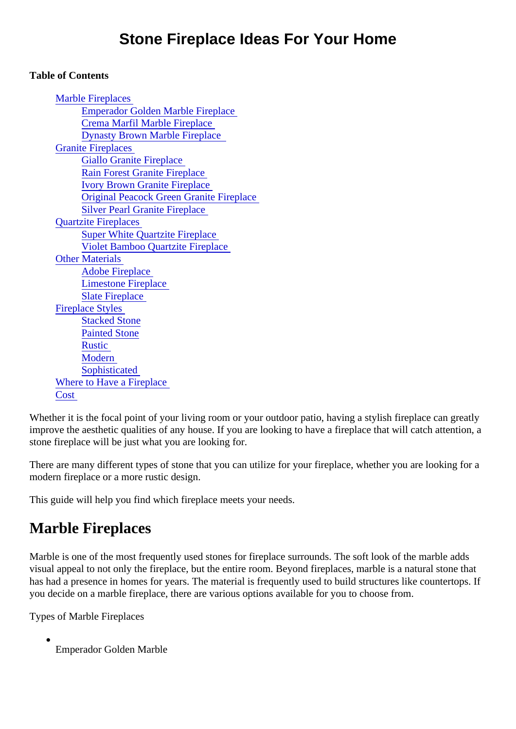# Stone Fireplace Ideas For Your Home

**Table of Contents**

- Marble Fireplaces
  - Emperador Golden Marble Fireplace
  - Crema Marfil Marble Fireplace
  - Dynasty Brown Marble Fireplace
- Granite Fireplaces
  - Giallo Granite Fireplace
  - Rain Forest Granite Fireplace
  - Ivory Brown Granite Fireplace
  - Original Peacock Green Granite Fireplace
  - Silver Pearl Granite Fireplace
- Quartzite Fireplaces
  - Super White Quartzite Fireplace
  - Violet Bamboo Quartzite Fireplace
- Other Materials
  - Adobe Fireplace
  - Limestone Fireplace
  - Slate Fireplace
- Fireplace Styles
  - Stacked Stone
  - Painted Stone
  - Rustic
  - Modern
  - Sophisticated
- Where to Have a Fireplace
- Cost

Whether it is the focal point of your living room or your outdoor patio, having a stylish fireplace can greatly improve the aesthetic qualities of any house. If you are looking to have a fireplace that will catch attention, a stone fireplace will be just what you are looking for.

There are many different types of stone that you can utilize for your fireplace, whether you are looking for a modern fireplace or a more rustic design.

This guide will help you find which fireplace meets your needs.

## Marble Fireplaces

Marble is one of the most frequently used stones for fireplace surrounds. The soft look of the marble adds visual appeal to not only the fireplace, but the entire room. Beyond fireplaces, marble is a natural stone that has had a presence in homes for years. The material is frequently used to build structures like countertops. If you decide on a marble fireplace, there are various options available for you to choose from.

Types of Marble Fireplaces

- Emperador Golden Marble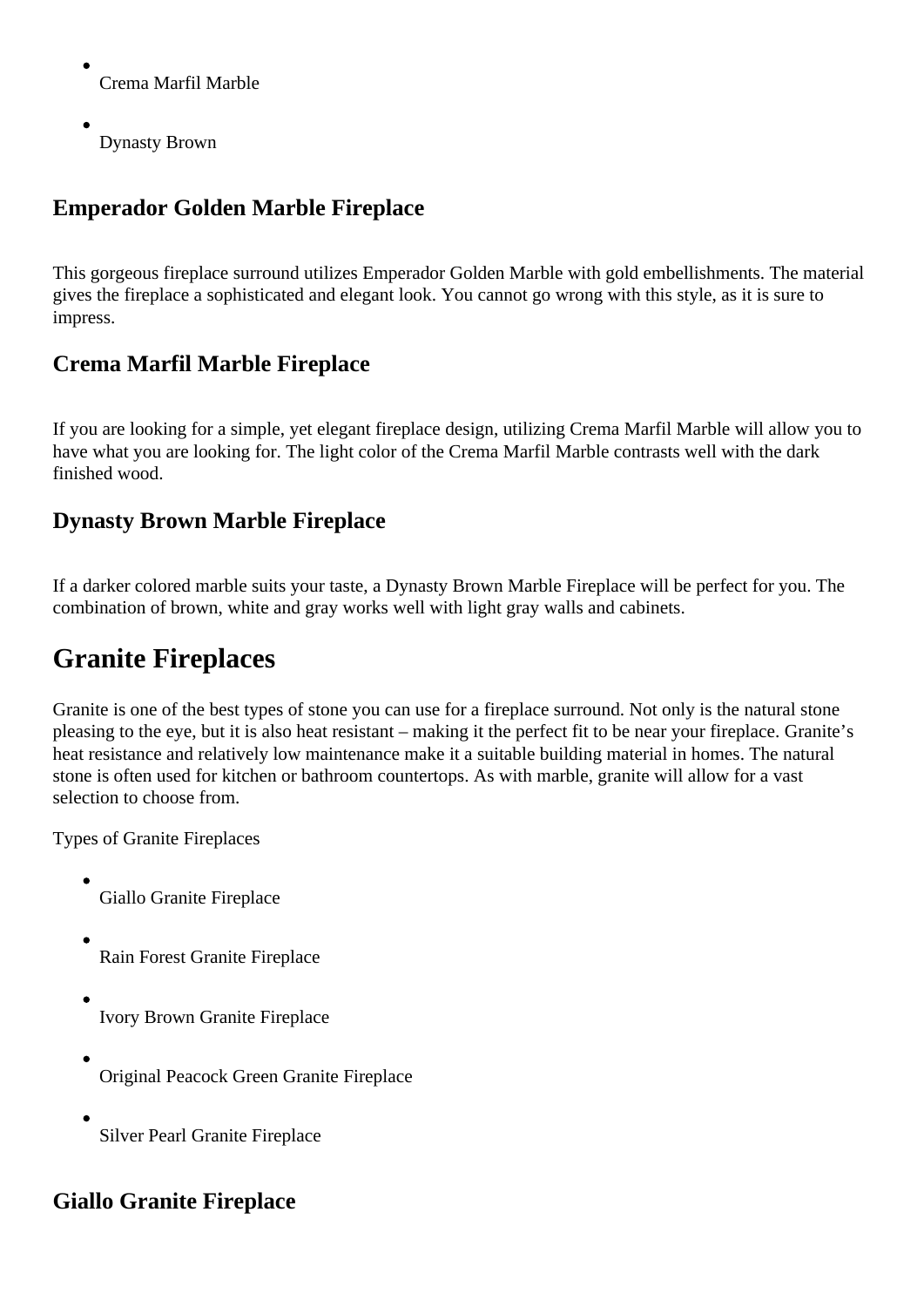- Crema Marfil Marble
- Dynasty Brown

### Emperador Golden Marble Fireplace

This gorgeous fireplace surround utilizes Emperador Golden Marble with gold embellishments. The material gives the fireplace a sophisticated and elegant look. You cannot go wrong with this style, as it is sure to impress.

### Crema Marfil Marble Fireplace

If you are looking for a simple, yet elegant fireplace design, utilizing Crema Marfil Marble will allow you to have what you are looking for. The light color of the Crema Marfil Marble contrasts well with the dark finished wood.

### Dynasty Brown Marble Fireplace

If a darker colored marble suits your taste, a Dynasty Brown Marble Fireplace will be perfect for you. The combination of brown, white and gray works well with light gray walls and cabinets.

## Granite Fireplaces

Granite is one of the best types of stone you can use for a fireplace surround. Not only is the natural stone pleasing to the eye, but it is also heat resistant – making it the perfect fit to be near your fireplace. Granite's heat resistance and relatively low maintenance make it a suitable building material in homes. The natural stone is often used for kitchen or bathroom countertops. As with marble, granite will allow for a vast selection to choose from.

Types of Granite Fireplaces

- Giallo Granite Fireplace
- Rain Forest Granite Fireplace
- Ivory Brown Granite Fireplace
- Original Peacock Green Granite Fireplace
- Silver Pearl Granite Fireplace

### Giallo Granite Fireplace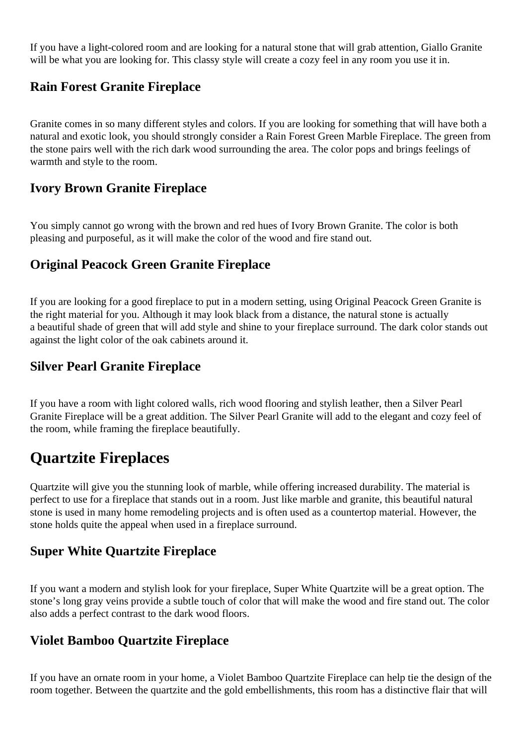If you have a light-colored room and are looking for a natural stone that will grab attention, Giallo Granite will be what you are looking for. This classy style will create a cozy feel in any room you use it in.

### Rain Forest Granite Fireplace

Granite comes in so many different styles and colors. If you are looking for something that will have both a natural and exotic look, you should strongly consider a Rain Forest Green Marble Fireplace. The green from the stone pairs well with the rich dark wood surrounding the area. The color pops and brings feelings of warmth and style to the room.

### Ivory Brown Granite Fireplace

You simply cannot go wrong with the brown and red hues of Ivory Brown Granite. The color is both pleasing and purposeful, as it will make the color of the wood and fire stand out.

### Original Peacock Green Granite Fireplace

If you are looking for a good fireplace to put in a modern setting, using Original Peacock Green Granite is the right material for you. Although it may look black from a distance, the natural stone is actually a beautiful shade of green that will add style and shine to your fireplace surround. The dark color stands out against the light color of the oak cabinets around it.

### Silver Pearl Granite Fireplace

If you have a room with light colored walls, rich wood flooring and stylish leather, then a Silver Pearl Granite Fireplace will be a great addition. The Silver Pearl Granite will add to the elegant and cozy feel of the room, while framing the fireplace beautifully.

## Quartzite Fireplaces

Quartzite will give you the stunning look of marble, while offering increased durability. The material is perfect to use for a fireplace that stands out in a room. Just like marble and granite, this beautiful natural stone is used in many home remodeling projects and is often used as a countertop material. However, the stone holds quite the appeal when used in a fireplace surround.

### Super White Quartzite Fireplace

If you want a modern and stylish look for your fireplace, Super White Quartzite will be a great option. The stone's long gray veins provide a subtle touch of color that will make the wood and fire stand out. The color also adds a perfect contrast to the dark wood floors.

### Violet Bamboo Quartzite Fireplace

If you have an ornate room in your home, a Violet Bamboo Quartzite Fireplace can help tie the design of the room together. Between the quartzite and the gold embellishments, this room has a distinctive flair that will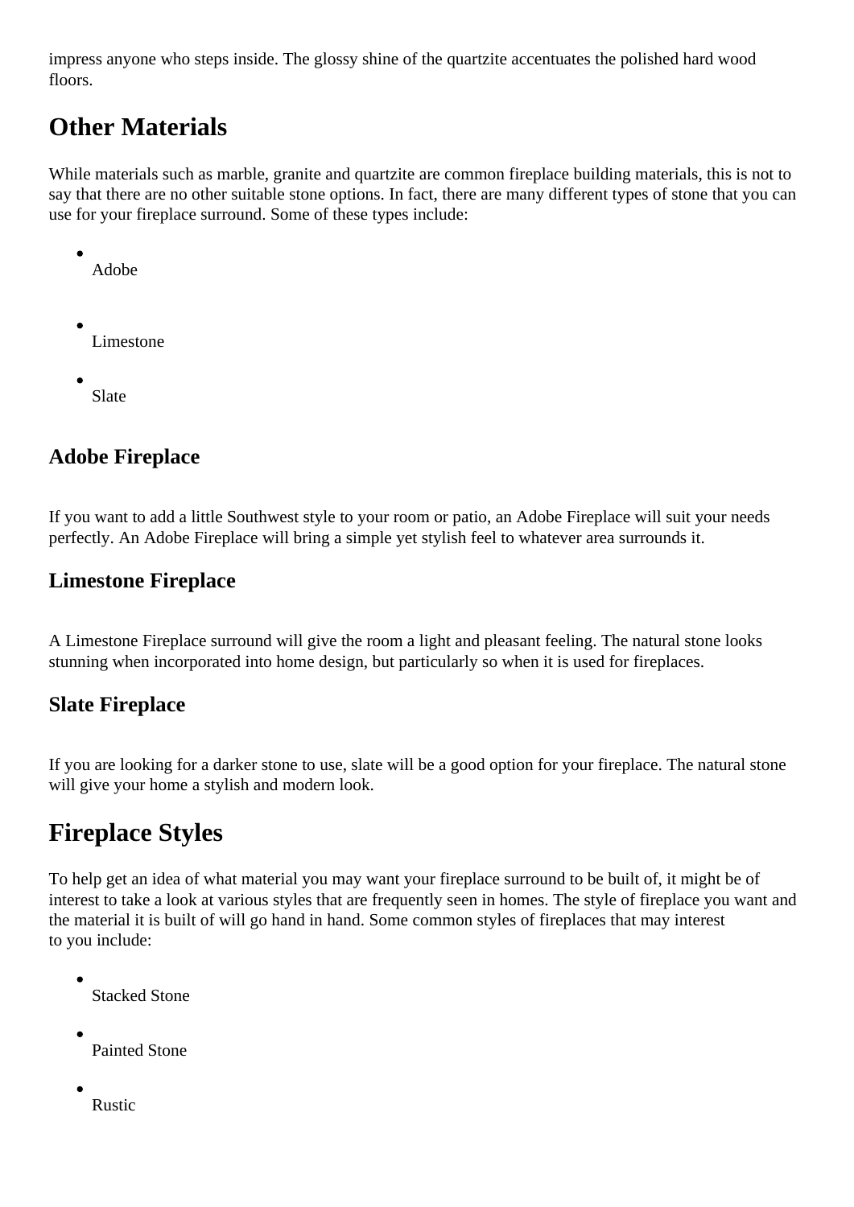impress anyone who steps inside. The glossy shine of the quartzite accentuates the polished hard wood floors.

## Other Materials

While materials such as marble, granite and quartzite are common fireplace building materials, this is not to say that there are no other suitable stone options. In fact, there are many different types of stone that you can use for your fireplace surround. Some of these types include:

- Adobe
- Limestone
- Slate

### Adobe Fireplace

If you want to add a little Southwest style to your room or patio, an Adobe Fireplace will suit your needs perfectly. An Adobe Fireplace will bring a simple yet stylish feel to whatever area surrounds it.

### Limestone Fireplace

A Limestone Fireplace surround will give the room a light and pleasant feeling. The natural stone looks stunning when incorporated into home design, but particularly so when it is used for fireplaces.

### Slate Fireplace

If you are looking for a darker stone to use, slate will be a good option for your fireplace. The natural stone will give your home a stylish and modern look.

## Fireplace Styles

To help get an idea of what material you may want your fireplace surround to be built of, it might be of interest to take a look at various styles that are frequently seen in homes. The style of fireplace you want and the material it is built of will go hand in hand. Some common styles of fireplaces that may interest to you include:

- Stacked Stone
- Painted Stone
- Rustic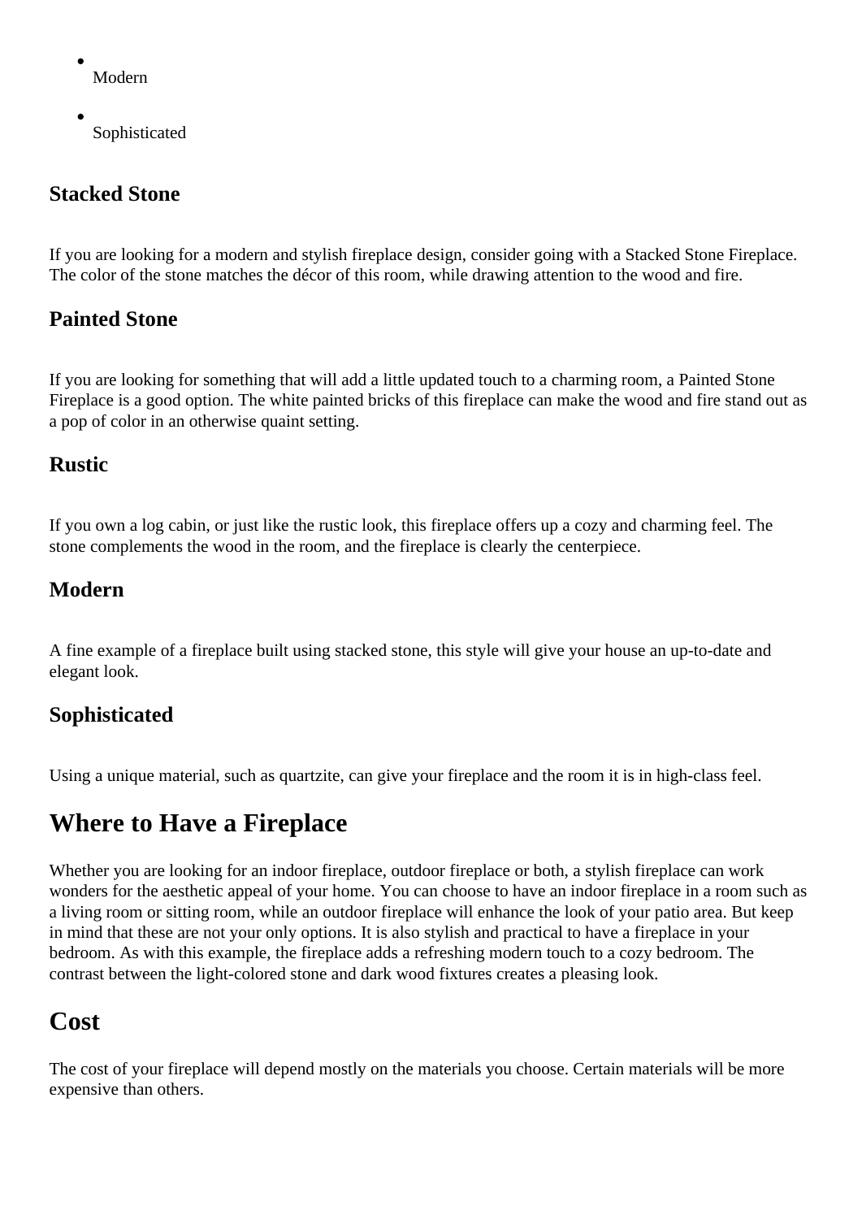- Modern
- Sophisticated

### Stacked Stone

If you are looking for a modern and stylish fireplace design, consider going with a Stacked Stone Fireplace. The color of the stone matches the décor of this room, while drawing attention to the wood and fire.

### Painted Stone

If you are looking for something that will add a little updated touch to a charming room, a Painted Stone Fireplace is a good option. The white painted bricks of this fireplace can make the wood and fire stand out as a pop of color in an otherwise quaint setting.

### Rustic

If you own a log cabin, or just like the rustic look, this fireplace offers up a cozy and charming feel. The stone complements the wood in the room, and the fireplace is clearly the centerpiece.

### Modern

A fine example of a fireplace built using stacked stone, this style will give your house an up-to-date and elegant look.

### Sophisticated

Using a unique material, such as quartzite, can give your fireplace and the room it is in high-class feel.

## Where to Have a Fireplace

Whether you are looking for an indoor fireplace, outdoor fireplace or both, a stylish fireplace can work wonders for the aesthetic appeal of your home. You can choose to have an indoor fireplace in a room such as a living room or sitting room, while an outdoor fireplace will enhance the look of your patio area. But keep in mind that these are not your only options. It is also stylish and practical to have a fireplace in your bedroom. As with this example, the fireplace adds a refreshing modern touch to a cozy bedroom. The contrast between the light-colored stone and dark wood fixtures creates a pleasing look.

## Cost

The cost of your fireplace will depend mostly on the materials you choose. Certain materials will be more expensive than others.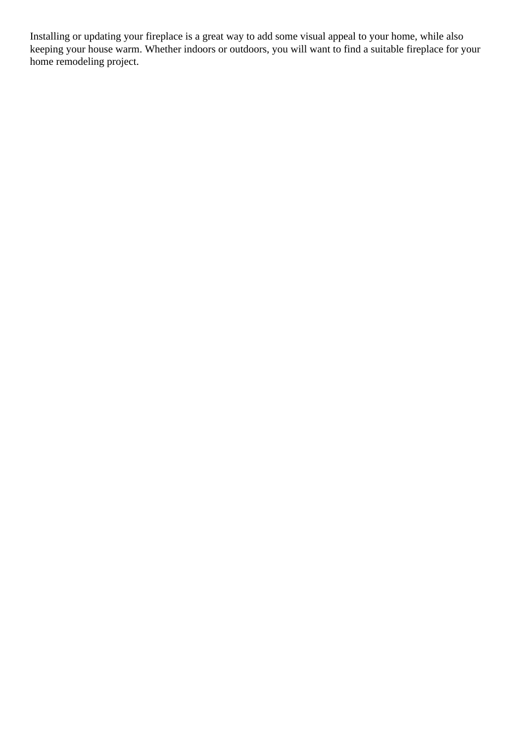Installing or updating your fireplace is a great way to add some visual appeal to your home, while also keeping your house warm. Whether indoors or outdoors, you will want to find a suitable fireplace for your home remodeling project.